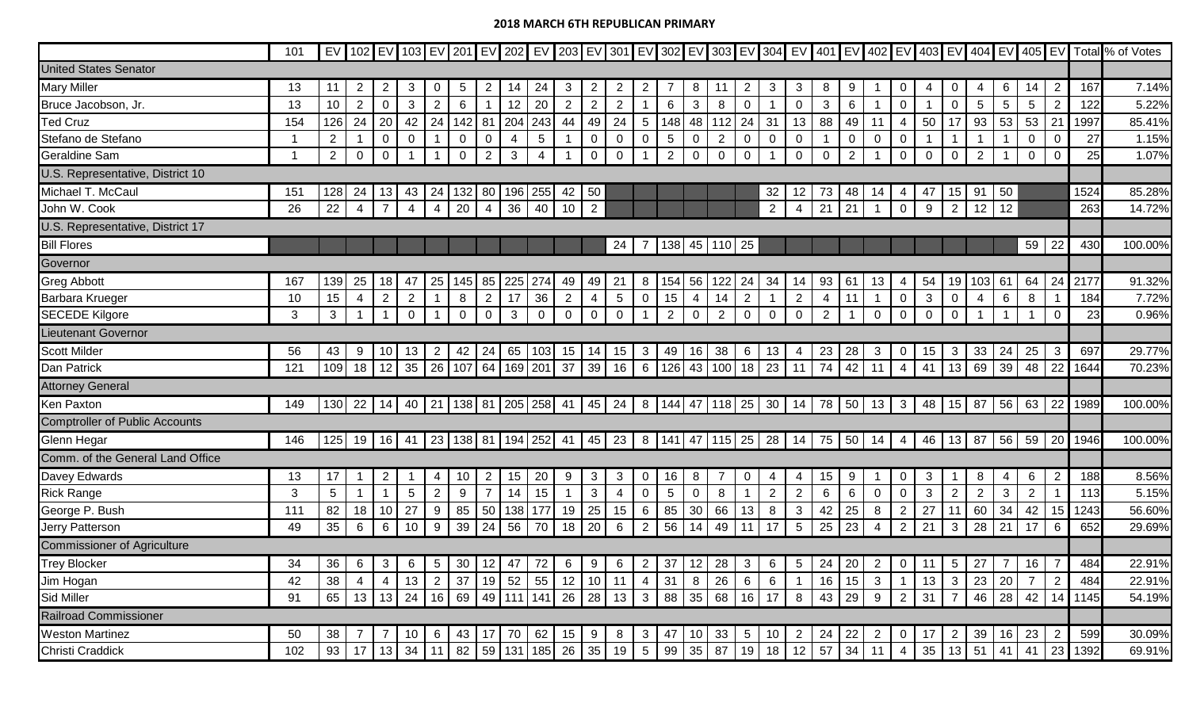## 2018 MARCH 6TH REPUBLICAN PRIMARY

| | 101 | EV | 102 | EV | 103 | EV | 201 | EV | 202 | EV | 203 | EV | 301 | EV | 302 | EV | 303 | EV | 304 | EV | 401 | EV | 402 | EV | 403 | EV | 404 | EV | 405 | EV | Total | % of Votes |
|---|---|---|---|---|---|---|---|---|---|---|---|---|---|---|---|---|---|---|---|---|---|---|---|---|---|---|---|---|---|---|---|---|
| United States Senator | | | | | | | | | | | | | | | | | | | | | | | | | | | | | | | | |
| Mary Miller | 13 | 11 | 2 | 2 | 3 | 0 | 5 | 2 | 14 | 24 | 3 | 2 | 2 | 2 | 7 | 8 | 11 | 2 | 3 | 3 | 8 | 9 | 1 | 0 | 4 | 0 | 4 | 6 | 14 | 2 | 167 | 7.14% |
| Bruce Jacobson, Jr. | 13 | 10 | 2 | 0 | 3 | 2 | 6 | 1 | 12 | 20 | 2 | 2 | 2 | 1 | 6 | 3 | 8 | 0 | 1 | 0 | 3 | 6 | 1 | 0 | 1 | 0 | 5 | 5 | 5 | 2 | 122 | 5.22% |
| Ted Cruz | 154 | 126 | 24 | 20 | 42 | 24 | 142 | 81 | 204 | 243 | 44 | 49 | 24 | 5 | 148 | 48 | 112 | 24 | 31 | 13 | 88 | 49 | 11 | 4 | 50 | 17 | 93 | 53 | 53 | 21 | 1997 | 85.41% |
| Stefano de Stefano | 1 | 2 | 1 | 0 | 0 | 1 | 0 | 0 | 4 | 5 | 1 | 0 | 0 | 0 | 5 | 0 | 2 | 0 | 0 | 0 | 1 | 0 | 0 | 0 | 1 | 1 | 1 | 1 | 0 | 0 | 27 | 1.15% |
| Geraldine Sam | 1 | 2 | 0 | 0 | 1 | 1 | 0 | 2 | 3 | 4 | 1 | 0 | 0 | 1 | 2 | 0 | 0 | 0 | 1 | 0 | 0 | 2 | 1 | 0 | 0 | 0 | 2 | 1 | 0 | 0 | 25 | 1.07% |
| U.S. Representative, District 10 | | | | | | | | | | | | | | | | | | | | | | | | | | | | | | | | |
| Michael T. McCaul | 151 | 128 | 24 | 13 | 43 | 24 | 132 | 80 | 196 | 255 | 42 | 50 | | | | | | | 32 | 12 | 73 | 48 | 14 | 4 | 47 | 15 | 91 | 50 | | | 1524 | 85.28% |
| John W. Cook | 26 | 22 | 4 | 7 | 4 | 4 | 20 | 4 | 36 | 40 | 10 | 2 | | | | | | | 2 | 4 | 21 | 21 | 1 | 0 | 9 | 2 | 12 | 12 | | | 263 | 14.72% |
| U.S. Representative, District 17 | | | | | | | | | | | | | | | | | | | | | | | | | | | | | | | | |
| Bill Flores | | | | | | | | | | | | | 24 | 7 | 138 | 45 | 110 | 25 | | | | | | | | | | | 59 | 22 | 430 | 100.00% |
| Governor | | | | | | | | | | | | | | | | | | | | | | | | | | | | | | | | |
| Greg Abbott | 167 | 139 | 25 | 18 | 47 | 25 | 145 | 85 | 225 | 274 | 49 | 49 | 21 | 8 | 154 | 56 | 122 | 24 | 34 | 14 | 93 | 61 | 13 | 4 | 54 | 19 | 103 | 61 | 64 | 24 | 2177 | 91.32% |
| Barbara Krueger | 10 | 15 | 4 | 2 | 2 | 1 | 8 | 2 | 17 | 36 | 2 | 4 | 5 | 0 | 15 | 4 | 14 | 2 | 1 | 2 | 4 | 11 | 1 | 0 | 3 | 0 | 4 | 6 | 8 | 1 | 184 | 7.72% |
| SECEDE Kilgore | 3 | 3 | 1 | 1 | 0 | 1 | 0 | 0 | 3 | 0 | 0 | 0 | 0 | 1 | 2 | 0 | 2 | 0 | 0 | 0 | 2 | 1 | 0 | 0 | 0 | 0 | 1 | 1 | 1 | 0 | 23 | 0.96% |
| Lieutenant Governor | | | | | | | | | | | | | | | | | | | | | | | | | | | | | | | | |
| Scott Milder | 56 | 43 | 9 | 10 | 13 | 2 | 42 | 24 | 65 | 103 | 15 | 14 | 15 | 3 | 49 | 16 | 38 | 6 | 13 | 4 | 23 | 28 | 3 | 0 | 15 | 3 | 33 | 24 | 25 | 3 | 697 | 29.77% |
| Dan Patrick | 121 | 109 | 18 | 12 | 35 | 26 | 107 | 64 | 169 | 201 | 37 | 39 | 16 | 6 | 126 | 43 | 100 | 18 | 23 | 11 | 74 | 42 | 11 | 4 | 41 | 13 | 69 | 39 | 48 | 22 | 1644 | 70.23% |
| Attorney General | | | | | | | | | | | | | | | | | | | | | | | | | | | | | | | | |
| Ken Paxton | 149 | 130 | 22 | 14 | 40 | 21 | 138 | 81 | 205 | 258 | 41 | 45 | 24 | 8 | 144 | 47 | 118 | 25 | 30 | 14 | 78 | 50 | 13 | 3 | 48 | 15 | 87 | 56 | 63 | 22 | 1989 | 100.00% |
| Comptroller of Public Accounts | | | | | | | | | | | | | | | | | | | | | | | | | | | | | | | | |
| Glenn Hegar | 146 | 125 | 19 | 16 | 41 | 23 | 138 | 81 | 194 | 252 | 41 | 45 | 23 | 8 | 141 | 47 | 115 | 25 | 28 | 14 | 75 | 50 | 14 | 4 | 46 | 13 | 87 | 56 | 59 | 20 | 1946 | 100.00% |
| Comm. of the General Land Office | | | | | | | | | | | | | | | | | | | | | | | | | | | | | | | | |
| Davey Edwards | 13 | 17 | 1 | 2 | 1 | 4 | 10 | 2 | 15 | 20 | 9 | 3 | 3 | 0 | 16 | 8 | 7 | 0 | 4 | 4 | 15 | 9 | 1 | 0 | 3 | 1 | 8 | 4 | 6 | 2 | 188 | 8.56% |
| Rick Range | 3 | 5 | 1 | 1 | 5 | 2 | 9 | 7 | 14 | 15 | 1 | 3 | 4 | 0 | 5 | 0 | 8 | 1 | 2 | 2 | 6 | 6 | 0 | 0 | 3 | 2 | 2 | 3 | 2 | 1 | 113 | 5.15% |
| George P. Bush | 111 | 82 | 18 | 10 | 27 | 9 | 85 | 50 | 138 | 177 | 19 | 25 | 15 | 6 | 85 | 30 | 66 | 13 | 8 | 3 | 42 | 25 | 8 | 2 | 27 | 11 | 60 | 34 | 42 | 15 | 1243 | 56.60% |
| Jerry Patterson | 49 | 35 | 6 | 6 | 10 | 9 | 39 | 24 | 56 | 70 | 18 | 20 | 6 | 2 | 56 | 14 | 49 | 11 | 17 | 5 | 25 | 23 | 4 | 2 | 21 | 3 | 28 | 21 | 17 | 6 | 652 | 29.69% |
| Commissioner of Agriculture | | | | | | | | | | | | | | | | | | | | | | | | | | | | | | | | |
| Trey Blocker | 34 | 36 | 6 | 3 | 6 | 5 | 30 | 12 | 47 | 72 | 6 | 9 | 6 | 2 | 37 | 12 | 28 | 3 | 6 | 5 | 24 | 20 | 2 | 0 | 11 | 5 | 27 | 7 | 16 | 7 | 484 | 22.91% |
| Jim Hogan | 42 | 38 | 4 | 4 | 13 | 2 | 37 | 19 | 52 | 55 | 12 | 10 | 11 | 4 | 31 | 8 | 26 | 6 | 6 | 1 | 16 | 15 | 3 | 1 | 13 | 3 | 23 | 20 | 7 | 2 | 484 | 22.91% |
| Sid Miller | 91 | 65 | 13 | 13 | 24 | 16 | 69 | 49 | 111 | 141 | 26 | 28 | 13 | 3 | 88 | 35 | 68 | 16 | 17 | 8 | 43 | 29 | 9 | 2 | 31 | 7 | 46 | 28 | 42 | 14 | 1145 | 54.19% |
| Railroad Commissioner | | | | | | | | | | | | | | | | | | | | | | | | | | | | | | | | |
| Weston Martinez | 50 | 38 | 7 | 7 | 10 | 6 | 43 | 17 | 70 | 62 | 15 | 9 | 8 | 3 | 47 | 10 | 33 | 5 | 10 | 2 | 24 | 22 | 2 | 0 | 17 | 2 | 39 | 16 | 23 | 2 | 599 | 30.09% |
| Christi Craddick | 102 | 93 | 17 | 13 | 34 | 11 | 82 | 59 | 131 | 185 | 26 | 35 | 19 | 5 | 99 | 35 | 87 | 19 | 18 | 12 | 57 | 34 | 11 | 4 | 35 | 13 | 51 | 41 | 41 | 23 | 1392 | 69.91% |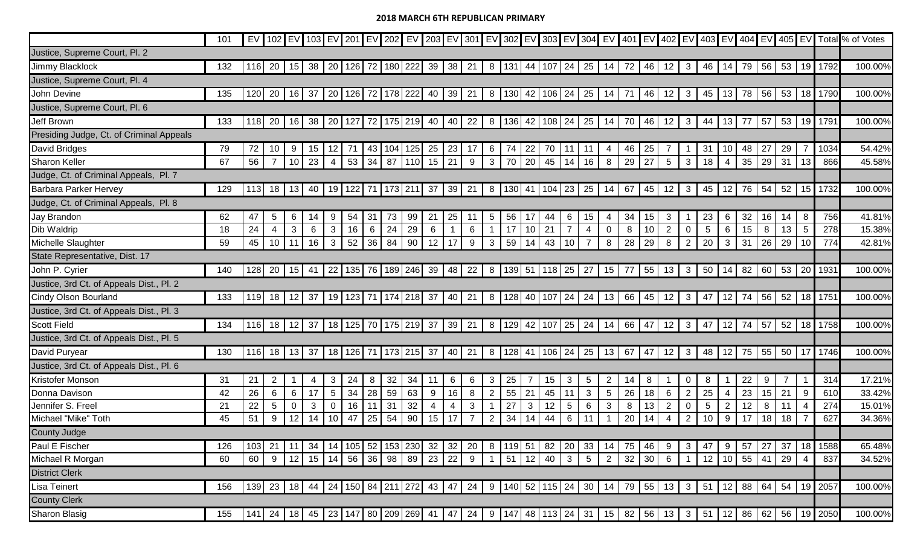## 2018 MARCH 6TH REPUBLICAN PRIMARY

| | 101 | EV | 102 | EV | 103 | EV | 201 | EV | 202 | EV | 203 | EV | 301 | EV | 302 | EV | 303 | EV | 304 | EV | 401 | EV | 402 | EV | 403 | EV | 404 | EV | 405 | EV | Total | % of Votes |
|---|---|---|---|---|---|---|---|---|---|---|---|---|---|---|---|---|---|---|---|---|---|---|---|---|---|---|---|---|---|---|---|---|
| Justice, Supreme Court, Pl. 2 | | | | | | | | | | | | | | | | | | | | | | | | | | | | | | | | |
| Jimmy Blacklock | 132 | 116 | 20 | 15 | 38 | 20 | 126 | 72 | 180 | 222 | 39 | 38 | 21 | 8 | 131 | 44 | 107 | 24 | 25 | 14 | 72 | 46 | 12 | 3 | 46 | 14 | 79 | 56 | 53 | 19 | 1792 | 100.00% |
| Justice, Supreme Court, Pl. 4 | | | | | | | | | | | | | | | | | | | | | | | | | | | | | | | | |
| John Devine | 135 | 120 | 20 | 16 | 37 | 20 | 126 | 72 | 178 | 222 | 40 | 39 | 21 | 8 | 130 | 42 | 106 | 24 | 25 | 14 | 71 | 46 | 12 | 3 | 45 | 13 | 78 | 56 | 53 | 18 | 1790 | 100.00% |
| Justice, Supreme Court, Pl. 6 | | | | | | | | | | | | | | | | | | | | | | | | | | | | | | | | |
| Jeff Brown | 133 | 118 | 20 | 16 | 38 | 20 | 127 | 72 | 175 | 219 | 40 | 40 | 22 | 8 | 136 | 42 | 108 | 24 | 25 | 14 | 70 | 46 | 12 | 3 | 44 | 13 | 77 | 57 | 53 | 19 | 1791 | 100.00% |
| Presiding Judge, Ct. of Criminal Appeals | | | | | | | | | | | | | | | | | | | | | | | | | | | | | | | | |
| David Bridges | 79 | 72 | 10 | 9 | 15 | 12 | 71 | 43 | 104 | 125 | 25 | 23 | 17 | 6 | 74 | 22 | 70 | 11 | 11 | 4 | 46 | 25 | 7 | 1 | 31 | 10 | 48 | 27 | 29 | 7 | 1034 | 54.42% |
| Sharon Keller | 67 | 56 | 7 | 10 | 23 | 4 | 53 | 34 | 87 | 110 | 15 | 21 | 9 | 3 | 70 | 20 | 45 | 14 | 16 | 8 | 29 | 27 | 5 | 3 | 18 | 4 | 35 | 29 | 31 | 13 | 866 | 45.58% |
| Judge, Ct. of Criminal Appeals, Pl. 7 | | | | | | | | | | | | | | | | | | | | | | | | | | | | | | | | |
| Barbara Parker Hervey | 129 | 113 | 18 | 13 | 40 | 19 | 122 | 71 | 173 | 211 | 37 | 39 | 21 | 8 | 130 | 41 | 104 | 23 | 25 | 14 | 67 | 45 | 12 | 3 | 45 | 12 | 76 | 54 | 52 | 15 | 1732 | 100.00% |
| Judge, Ct. of Criminal Appeals, Pl. 8 | | | | | | | | | | | | | | | | | | | | | | | | | | | | | | | | |
| Jay Brandon | 62 | 47 | 5 | 6 | 14 | 9 | 54 | 31 | 73 | 99 | 21 | 25 | 11 | 5 | 56 | 17 | 44 | 6 | 15 | 4 | 34 | 15 | 3 | 1 | 23 | 6 | 32 | 16 | 14 | 8 | 756 | 41.81% |
| Dib Waldrip | 18 | 24 | 4 | 3 | 6 | 3 | 16 | 6 | 24 | 29 | 6 | 1 | 6 | 1 | 17 | 10 | 21 | 7 | 4 | 0 | 8 | 10 | 2 | 0 | 5 | 6 | 15 | 8 | 13 | 5 | 278 | 15.38% |
| Michelle Slaughter | 59 | 45 | 10 | 11 | 16 | 3 | 52 | 36 | 84 | 90 | 12 | 17 | 9 | 3 | 59 | 14 | 43 | 10 | 7 | 8 | 28 | 29 | 8 | 2 | 20 | 3 | 31 | 26 | 29 | 10 | 774 | 42.81% |
| State Representative, Dist. 17 | | | | | | | | | | | | | | | | | | | | | | | | | | | | | | | | |
| John P. Cyrier | 140 | 128 | 20 | 15 | 41 | 22 | 135 | 76 | 189 | 246 | 39 | 48 | 22 | 8 | 139 | 51 | 118 | 25 | 27 | 15 | 77 | 55 | 13 | 3 | 50 | 14 | 82 | 60 | 53 | 20 | 1931 | 100.00% |
| Justice, 3rd Ct. of Appeals Dist., Pl. 2 | | | | | | | | | | | | | | | | | | | | | | | | | | | | | | | | |
| Cindy Olson Bourland | 133 | 119 | 18 | 12 | 37 | 19 | 123 | 71 | 174 | 218 | 37 | 40 | 21 | 8 | 128 | 40 | 107 | 24 | 24 | 13 | 66 | 45 | 12 | 3 | 47 | 12 | 74 | 56 | 52 | 18 | 1751 | 100.00% |
| Justice, 3rd Ct. of Appeals Dist., Pl. 3 | | | | | | | | | | | | | | | | | | | | | | | | | | | | | | | | |
| Scott Field | 134 | 116 | 18 | 12 | 37 | 18 | 125 | 70 | 175 | 219 | 37 | 39 | 21 | 8 | 129 | 42 | 107 | 25 | 24 | 14 | 66 | 47 | 12 | 3 | 47 | 12 | 74 | 57 | 52 | 18 | 1758 | 100.00% |
| Justice, 3rd Ct. of Appeals Dist., Pl. 5 | | | | | | | | | | | | | | | | | | | | | | | | | | | | | | | | |
| David Puryear | 130 | 116 | 18 | 13 | 37 | 18 | 126 | 71 | 173 | 215 | 37 | 40 | 21 | 8 | 128 | 41 | 106 | 24 | 25 | 13 | 67 | 47 | 12 | 3 | 48 | 12 | 75 | 55 | 50 | 17 | 1746 | 100.00% |
| Justice, 3rd Ct. of Appeals Dist., Pl. 6 | | | | | | | | | | | | | | | | | | | | | | | | | | | | | | | | |
| Kristofer Monson | 31 | 21 | 2 | 1 | 4 | 3 | 24 | 8 | 32 | 34 | 11 | 6 | 6 | 3 | 25 | 7 | 15 | 3 | 5 | 2 | 14 | 8 | 1 | 0 | 8 | 1 | 22 | 9 | 7 | 1 | 314 | 17.21% |
| Donna Davison | 42 | 26 | 6 | 6 | 17 | 5 | 34 | 28 | 59 | 63 | 9 | 16 | 8 | 2 | 55 | 21 | 45 | 11 | 3 | 5 | 26 | 18 | 6 | 2 | 25 | 4 | 23 | 15 | 21 | 9 | 610 | 33.42% |
| Jennifer S. Freel | 21 | 22 | 5 | 0 | 3 | 0 | 16 | 11 | 31 | 32 | 4 | 4 | 3 | 1 | 27 | 3 | 12 | 5 | 6 | 3 | 8 | 13 | 2 | 0 | 5 | 2 | 12 | 8 | 11 | 4 | 274 | 15.01% |
| Michael "Mike" Toth | 45 | 51 | 9 | 12 | 14 | 10 | 47 | 25 | 54 | 90 | 15 | 17 | 7 | 2 | 34 | 14 | 44 | 6 | 11 | 1 | 20 | 14 | 4 | 2 | 10 | 9 | 17 | 18 | 18 | 7 | 627 | 34.36% |
| County Judge | | | | | | | | | | | | | | | | | | | | | | | | | | | | | | | | |
| Paul E Fischer | 126 | 103 | 21 | 11 | 34 | 14 | 105 | 52 | 153 | 230 | 32 | 32 | 20 | 8 | 119 | 51 | 82 | 20 | 33 | 14 | 75 | 46 | 9 | 3 | 47 | 9 | 57 | 27 | 37 | 18 | 1588 | 65.48% |
| Michael R Morgan | 60 | 60 | 9 | 12 | 15 | 14 | 56 | 36 | 98 | 89 | 23 | 22 | 9 | 1 | 51 | 12 | 40 | 3 | 5 | 2 | 32 | 30 | 6 | 1 | 12 | 10 | 55 | 41 | 29 | 4 | 837 | 34.52% |
| District Clerk | | | | | | | | | | | | | | | | | | | | | | | | | | | | | | | | |
| Lisa Teinert | 156 | 139 | 23 | 18 | 44 | 24 | 150 | 84 | 211 | 272 | 43 | 47 | 24 | 9 | 140 | 52 | 115 | 24 | 30 | 14 | 79 | 55 | 13 | 3 | 51 | 12 | 88 | 64 | 54 | 19 | 2057 | 100.00% |
| County Clerk | | | | | | | | | | | | | | | | | | | | | | | | | | | | | | | | |
| Sharon Blasig | 155 | 141 | 24 | 18 | 45 | 23 | 147 | 80 | 209 | 269 | 41 | 47 | 24 | 9 | 147 | 48 | 113 | 24 | 31 | 15 | 82 | 56 | 13 | 3 | 51 | 12 | 86 | 62 | 56 | 19 | 2050 | 100.00% |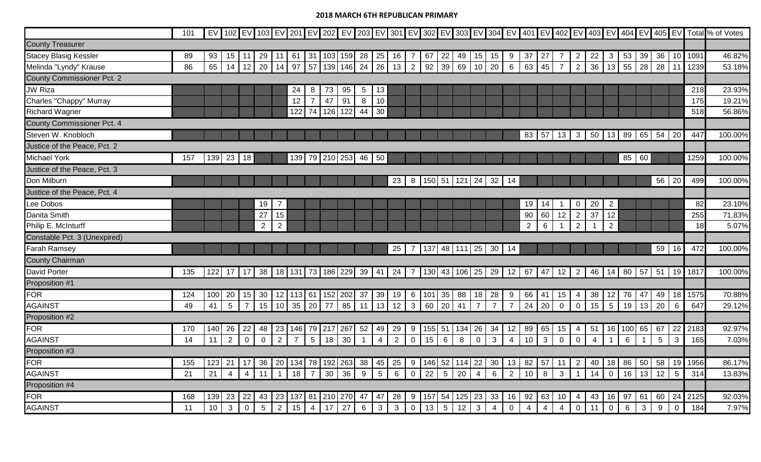# 2018 MARCH 6TH REPUBLICAN PRIMARY

| | 101 | EV | 102 | EV | 103 | EV | 201 | EV | 202 | EV | 203 | EV | 301 | EV | 302 | EV | 303 | EV | 304 | EV | 401 | EV | 402 | EV | 403 | EV | 404 | EV | 405 | EV | Total | % of Votes |
|---|---|---|---|---|---|---|---|---|---|---|---|---|---|---|---|---|---|---|---|---|---|---|---|---|---|---|---|---|---|---|---|---|
| County Treasurer | | | | | | | | | | | | | | | | | | | | | | | | | | | | | | | | |
| Stacey Blasig Kessler | 89 | 93 | 15 | 11 | 29 | 11 | 61 | 31 | 103 | 159 | 28 | 25 | 16 | 7 | 67 | 22 | 49 | 15 | 15 | 9 | 37 | 27 | 7 | 2 | 22 | 3 | 53 | 39 | 36 | 10 | 1091 | 46.82% |
| Melinda "Lyndy" Krause | 86 | 65 | 14 | 12 | 20 | 14 | 97 | 57 | 139 | 146 | 24 | 26 | 13 | 2 | 92 | 39 | 69 | 10 | 20 | 6 | 63 | 45 | 7 | 2 | 36 | 13 | 55 | 28 | 28 | 11 | 1239 | 53.18% |
| County Commissioner Pct. 2 | | | | | | | | | | | | | | | | | | | | | | | | | | | | | | | | |
| JW Riza | | | | | | | 24 | 8 | 73 | 95 | 5 | 13 | | | | | | | | | | | | | | | | | | | 218 | 23.93% |
| Charles "Chappy" Murray | | | | | | | 12 | 7 | 47 | 91 | 8 | 10 | | | | | | | | | | | | | | | | | | | 175 | 19.21% |
| Richard Wagner | | | | | | | 122 | 74 | 126 | 122 | 44 | 30 | | | | | | | | | | | | | | | | | | | 518 | 56.86% |
| County Commissioner Pct. 4 | | | | | | | | | | | | | | | | | | | | | | | | | | | | | | | | |
| Steven W. Knobloch | | | | | | | | | | | | | | | | | | | | | 83 | 57 | 13 | 3 | 50 | 13 | 89 | 65 | 54 | 20 | 447 | 100.00% |
| Justice of the Peace, Pct. 2 | | | | | | | | | | | | | | | | | | | | | | | | | | | | | | | | |
| Michael York | 157 | 139 | 23 | 18 | | | 139 | 79 | 210 | 253 | 46 | 50 | | | | | | | | | | | | | | | 85 | 60 | | | 1259 | 100.00% |
| Justice of the Peace, Pct. 3 | | | | | | | | | | | | | | | | | | | | | | | | | | | | | | | | |
| Don Milburn | | | | | | | | | | | | | 23 | 8 | 150 | 51 | 121 | 24 | 32 | 14 | | | | | | | | | 56 | 20 | 499 | 100.00% |
| Justice of the Peace, Pct. 4 | | | | | | | | | | | | | | | | | | | | | | | | | | | | | | | | |
| Lee Dobos | | | | | 19 | 7 | | | | | | | | | | | | | | | 19 | 14 | 1 | 0 | 20 | 2 | | | | | 82 | 23.10% |
| Danita Smith | | | | | 27 | 15 | | | | | | | | | | | | | | | 90 | 60 | 12 | 2 | 37 | 12 | | | | | 255 | 71.83% |
| Philip E. McInturff | | | | | 2 | 2 | | | | | | | | | | | | | | | 2 | 6 | 1 | 2 | 1 | 2 | | | | | 18 | 5.07% |
| Constable Pct. 3 (Unexpired) | | | | | | | | | | | | | | | | | | | | | | | | | | | | | | | | |
| Farah Ramsey | | | | | | | | | | | | | 25 | 7 | 137 | 48 | 111 | 25 | 30 | 14 | | | | | | | | | 59 | 16 | 472 | 100.00% |
| County Chairman | | | | | | | | | | | | | | | | | | | | | | | | | | | | | | | | |
| David Porter | 135 | 122 | 17 | 17 | 38 | 18 | 131 | 73 | 186 | 229 | 39 | 41 | 24 | 7 | 130 | 43 | 106 | 25 | 29 | 12 | 67 | 47 | 12 | 2 | 46 | 14 | 80 | 57 | 51 | 19 | 1817 | 100.00% |
| Proposition #1 | | | | | | | | | | | | | | | | | | | | | | | | | | | | | | | | |
| FOR | 124 | 100 | 20 | 15 | 30 | 12 | 113 | 61 | 152 | 202 | 37 | 39 | 19 | 6 | 101 | 35 | 88 | 18 | 28 | 9 | 66 | 41 | 15 | 4 | 38 | 12 | 76 | 47 | 49 | 18 | 1575 | 70.88% |
| AGAINST | 49 | 41 | 5 | 7 | 15 | 10 | 35 | 20 | 77 | 85 | 11 | 13 | 12 | 3 | 60 | 20 | 41 | 7 | 7 | 7 | 24 | 20 | 0 | 0 | 15 | 5 | 19 | 13 | 20 | 6 | 647 | 29.12% |
| Proposition #2 | | | | | | | | | | | | | | | | | | | | | | | | | | | | | | | | |
| FOR | 170 | 140 | 26 | 22 | 48 | 23 | 146 | 79 | 217 | 267 | 52 | 49 | 29 | 9 | 155 | 51 | 134 | 26 | 34 | 12 | 89 | 65 | 15 | 4 | 51 | 16 | 100 | 65 | 67 | 22 | 2183 | 92.97% |
| AGAINST | 14 | 11 | 2 | 0 | 0 | 2 | 7 | 5 | 18 | 30 | 1 | 4 | 2 | 0 | 15 | 6 | 8 | 0 | 3 | 4 | 10 | 3 | 0 | 0 | 4 | 1 | 6 | 1 | 5 | 3 | 165 | 7.03% |
| Proposition #3 | | | | | | | | | | | | | | | | | | | | | | | | | | | | | | | | |
| FOR | 155 | 123 | 21 | 17 | 36 | 20 | 134 | 78 | 192 | 263 | 38 | 45 | 25 | 9 | 146 | 52 | 114 | 22 | 30 | 13 | 82 | 57 | 11 | 2 | 40 | 18 | 86 | 50 | 58 | 19 | 1956 | 86.17% |
| AGAINST | 21 | 21 | 4 | 4 | 11 | 1 | 18 | 7 | 30 | 36 | 9 | 5 | 6 | 0 | 22 | 5 | 20 | 4 | 6 | 2 | 10 | 8 | 3 | 1 | 14 | 0 | 16 | 13 | 12 | 5 | 314 | 13.83% |
| Proposition #4 | | | | | | | | | | | | | | | | | | | | | | | | | | | | | | | | |
| FOR | 168 | 139 | 23 | 22 | 43 | 23 | 137 | 81 | 210 | 270 | 47 | 47 | 28 | 9 | 157 | 54 | 125 | 23 | 33 | 16 | 92 | 63 | 10 | 4 | 43 | 16 | 97 | 61 | 60 | 24 | 2125 | 92.03% |
| AGAINST | 11 | 10 | 3 | 0 | 5 | 2 | 15 | 4 | 17 | 27 | 6 | 3 | 3 | 0 | 13 | 5 | 12 | 3 | 4 | 0 | 4 | 4 | 4 | 0 | 11 | 0 | 6 | 3 | 9 | 0 | 184 | 7.97% |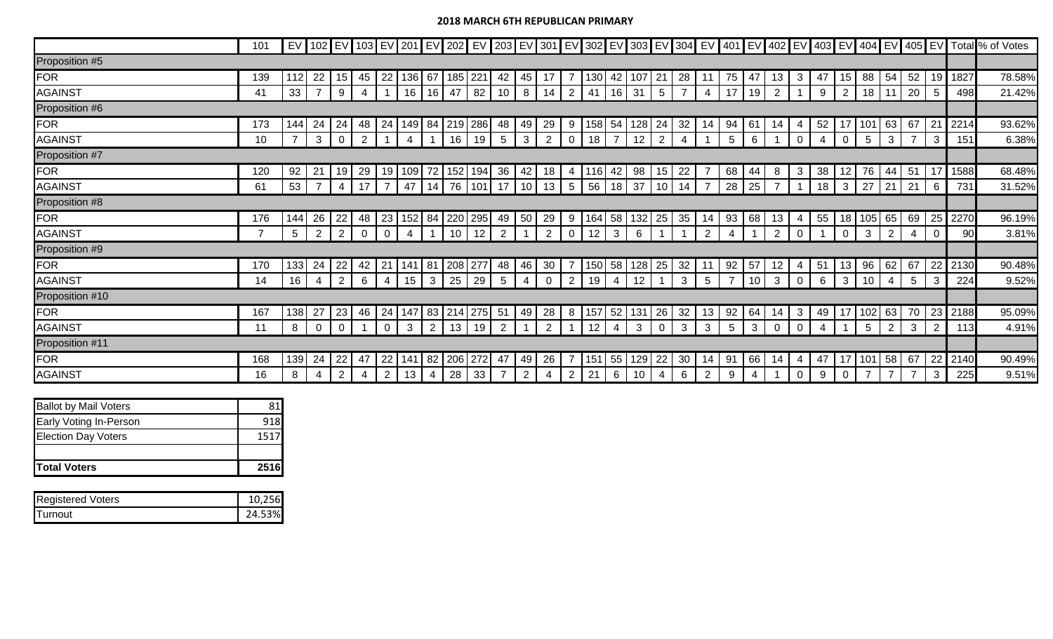# 2018 MARCH 6TH REPUBLICAN PRIMARY

| | 101 | EV | 102 | EV | 103 | EV | 201 | EV | 202 | EV | 203 | EV | 301 | EV | 302 | EV | 303 | EV | 304 | EV | 401 | EV | 402 | EV | 403 | EV | 404 | EV | 405 | EV | Total | % of Votes |
|---|---|---|---|---|---|---|---|---|---|---|---|---|---|---|---|---|---|---|---|---|---|---|---|---|---|---|---|---|---|---|---|---|
| Proposition #5 | | | | | | | | | | | | | | | | | | | | | | | | | | | | | | | | |
| FOR | 139 | 112 | 22 | 15 | 45 | 22 | 136 | 67 | 185 | 221 | 42 | 45 | 17 | 7 | 130 | 42 | 107 | 21 | 28 | 11 | 75 | 47 | 13 | 3 | 47 | 15 | 88 | 54 | 52 | 19 | 1827 | 78.58% |
| AGAINST | 41 | 33 | 7 | 9 | 4 | 1 | 16 | 16 | 47 | 82 | 10 | 8 | 14 | 2 | 41 | 16 | 31 | 5 | 7 | 4 | 17 | 19 | 2 | 1 | 9 | 2 | 18 | 11 | 20 | 5 | 498 | 21.42% |
| Proposition #6 | | | | | | | | | | | | | | | | | | | | | | | | | | | | | | | | |
| FOR | 173 | 144 | 24 | 24 | 48 | 24 | 149 | 84 | 219 | 286 | 48 | 49 | 29 | 9 | 158 | 54 | 128 | 24 | 32 | 14 | 94 | 61 | 14 | 4 | 52 | 17 | 101 | 63 | 67 | 21 | 2214 | 93.62% |
| AGAINST | 10 | 7 | 3 | 0 | 2 | 1 | 4 | 1 | 16 | 19 | 5 | 3 | 2 | 0 | 18 | 7 | 12 | 2 | 4 | 1 | 5 | 6 | 1 | 0 | 4 | 0 | 5 | 3 | 7 | 3 | 151 | 6.38% |
| Proposition #7 | | | | | | | | | | | | | | | | | | | | | | | | | | | | | | | | |
| FOR | 120 | 92 | 21 | 19 | 29 | 19 | 109 | 72 | 152 | 194 | 36 | 42 | 18 | 4 | 116 | 42 | 98 | 15 | 22 | 7 | 68 | 44 | 8 | 3 | 38 | 12 | 76 | 44 | 51 | 17 | 1588 | 68.48% |
| AGAINST | 61 | 53 | 7 | 4 | 17 | 7 | 47 | 14 | 76 | 101 | 17 | 10 | 13 | 5 | 56 | 18 | 37 | 10 | 14 | 7 | 28 | 25 | 7 | 1 | 18 | 3 | 27 | 21 | 21 | 6 | 731 | 31.52% |
| Proposition #8 | | | | | | | | | | | | | | | | | | | | | | | | | | | | | | | | |
| FOR | 176 | 144 | 26 | 22 | 48 | 23 | 152 | 84 | 220 | 295 | 49 | 50 | 29 | 9 | 164 | 58 | 132 | 25 | 35 | 14 | 93 | 68 | 13 | 4 | 55 | 18 | 105 | 65 | 69 | 25 | 2270 | 96.19% |
| AGAINST | 7 | 5 | 2 | 2 | 0 | 0 | 4 | 1 | 10 | 12 | 2 | 1 | 2 | 0 | 12 | 3 | 6 | 1 | 1 | 2 | 4 | 1 | 2 | 0 | 1 | 0 | 3 | 2 | 4 | 0 | 90 | 3.81% |
| Proposition #9 | | | | | | | | | | | | | | | | | | | | | | | | | | | | | | | | |
| FOR | 170 | 133 | 24 | 22 | 42 | 21 | 141 | 81 | 208 | 277 | 48 | 46 | 30 | 7 | 150 | 58 | 128 | 25 | 32 | 11 | 92 | 57 | 12 | 4 | 51 | 13 | 96 | 62 | 67 | 22 | 2130 | 90.48% |
| AGAINST | 14 | 16 | 4 | 2 | 6 | 4 | 15 | 3 | 25 | 29 | 5 | 4 | 0 | 2 | 19 | 4 | 12 | 1 | 3 | 5 | 7 | 10 | 3 | 0 | 6 | 3 | 10 | 4 | 5 | 3 | 224 | 9.52% |
| Proposition #10 | | | | | | | | | | | | | | | | | | | | | | | | | | | | | | | | |
| FOR | 167 | 138 | 27 | 23 | 46 | 24 | 147 | 83 | 214 | 275 | 51 | 49 | 28 | 8 | 157 | 52 | 131 | 26 | 32 | 13 | 92 | 64 | 14 | 3 | 49 | 17 | 102 | 63 | 70 | 23 | 2188 | 95.09% |
| AGAINST | 11 | 8 | 0 | 0 | 1 | 0 | 3 | 2 | 13 | 19 | 2 | 1 | 2 | 1 | 12 | 4 | 3 | 0 | 3 | 3 | 5 | 3 | 0 | 0 | 4 | 1 | 5 | 2 | 3 | 2 | 113 | 4.91% |
| Proposition #11 | | | | | | | | | | | | | | | | | | | | | | | | | | | | | | | | |
| FOR | 168 | 139 | 24 | 22 | 47 | 22 | 141 | 82 | 206 | 272 | 47 | 49 | 26 | 7 | 151 | 55 | 129 | 22 | 30 | 14 | 91 | 66 | 14 | 4 | 47 | 17 | 101 | 58 | 67 | 22 | 2140 | 90.49% |
| AGAINST | 16 | 8 | 4 | 2 | 4 | 2 | 13 | 4 | 28 | 33 | 7 | 2 | 4 | 2 | 21 | 6 | 10 | 4 | 6 | 2 | 9 | 4 | 1 | 0 | 9 | 0 | 7 | 7 | 7 | 3 | 225 | 9.51% |

| | |
|---|---|
| Ballot by Mail Voters | 81 |
| Early Voting In-Person | 918 |
| Election Day Voters | 1517 |
| | |
| **Total Voters** | **2516** |

| | |
|---|---|
| Registered Voters | 10,256 |
| Turnout | 24.53% |